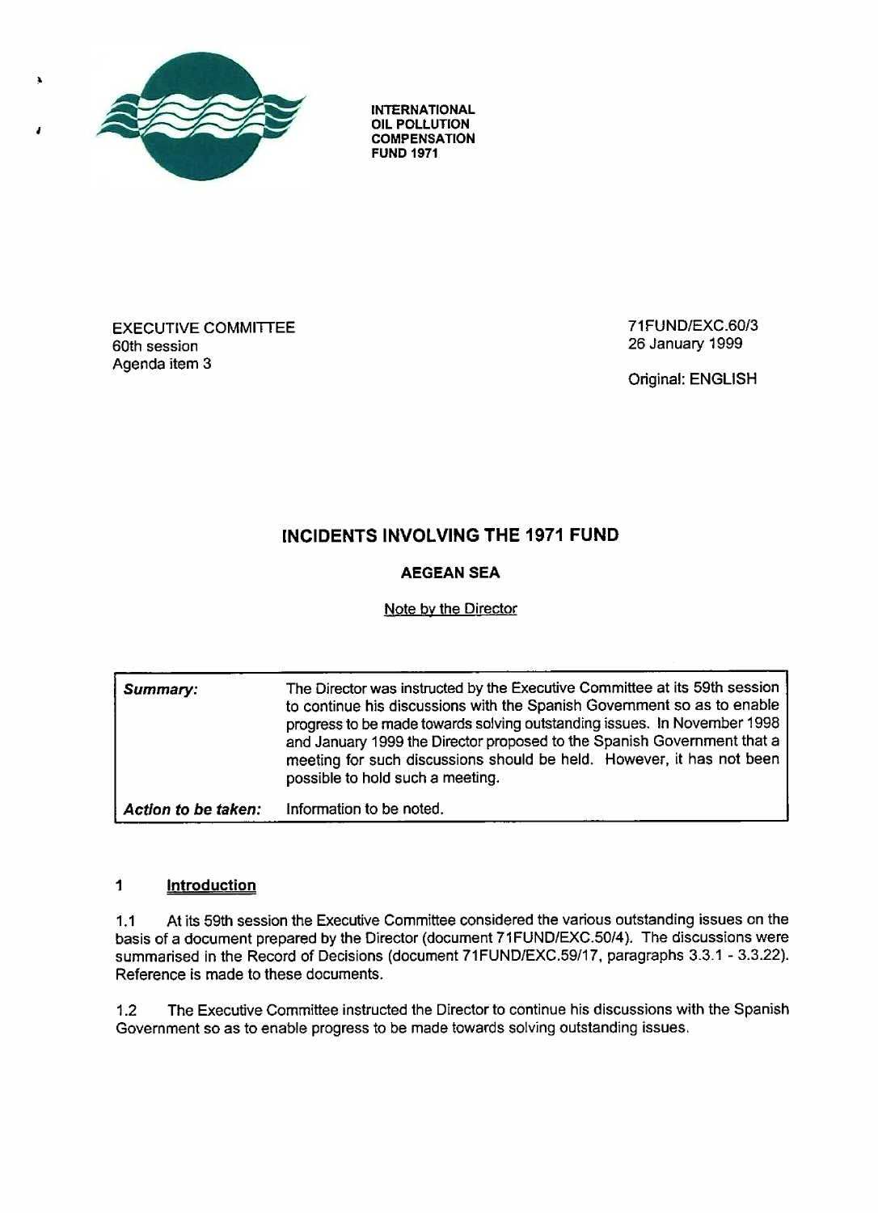INTERNATIONAL OIL POLLUTION COMPENSATION FUND 1971

EXECUTIVE COMMITTEE
60th session
Agenda item 3

71FUND/EXC.60/3
26 January 1999

Original: ENGLISH

# INCIDENTS INVOLVING THE 1971 FUND

## AEGEAN SEA

Note by the Director

| | |
|---|---|
| ***Summary:*** | The Director was instructed by the Executive Committee at its 59th session to continue his discussions with the Spanish Government so as to enable progress to be made towards solving outstanding issues. In November 1998 and January 1999 the Director proposed to the Spanish Government that a meeting for such discussions should be held. However, it has not been possible to hold such a meeting. |
| ***Action to be taken:*** | Information to be noted. |

### 1 Introduction

1.1 At its 59th session the Executive Committee considered the various outstanding issues on the basis of a document prepared by the Director (document 71FUND/EXC.50/4). The discussions were summarised in the Record of Decisions (document 71FUND/EXC.59/17, paragraphs 3.3.1 - 3.3.22). Reference is made to these documents.

1.2 The Executive Committee instructed the Director to continue his discussions with the Spanish Government so as to enable progress to be made towards solving outstanding issues.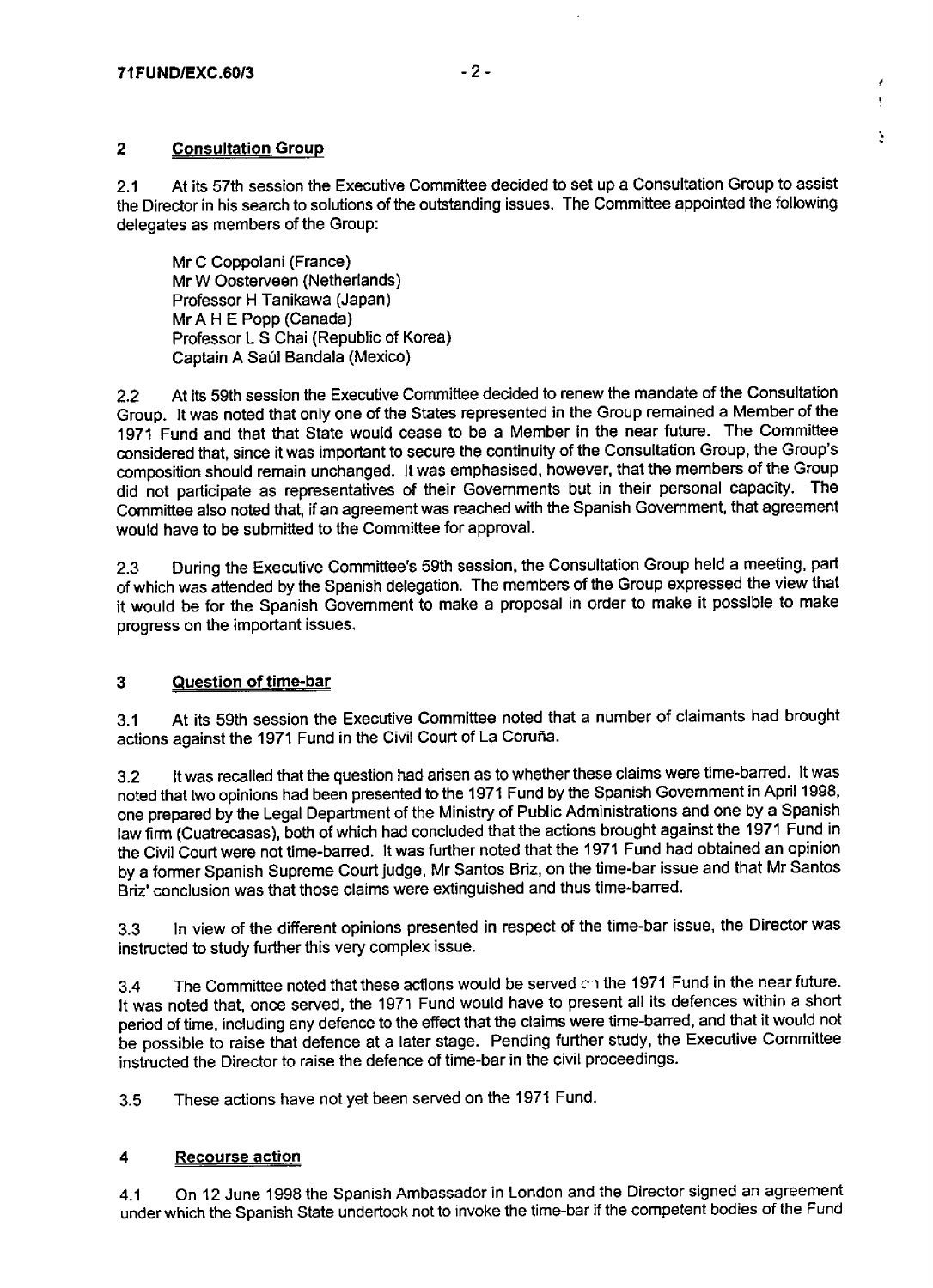## 2 Consultation Group

2.1 At its 57th session the Executive Committee decided to set up a Consultation Group to assist the Director in his search to solutions of the outstanding issues. The Committee appointed the following delegates as members of the Group:

Mr C Coppolani (France)
Mr W Oosterveen (Netherlands)
Professor H Tanikawa (Japan)
Mr A H E Popp (Canada)
Professor L S Chai (Republic of Korea)
Captain A Saúl Bandala (Mexico)

2.2 At its 59th session the Executive Committee decided to renew the mandate of the Consultation Group. It was noted that only one of the States represented in the Group remained a Member of the 1971 Fund and that that State would cease to be a Member in the near future. The Committee considered that, since it was important to secure the continuity of the Consultation Group, the Group's composition should remain unchanged. It was emphasised, however, that the members of the Group did not participate as representatives of their Governments but in their personal capacity. The Committee also noted that, if an agreement was reached with the Spanish Government, that agreement would have to be submitted to the Committee for approval.

2.3 During the Executive Committee's 59th session, the Consultation Group held a meeting, part of which was attended by the Spanish delegation. The members of the Group expressed the view that it would be for the Spanish Government to make a proposal in order to make it possible to make progress on the important issues.

## 3 Question of time-bar

3.1 At its 59th session the Executive Committee noted that a number of claimants had brought actions against the 1971 Fund in the Civil Court of La Coruña.

3.2 It was recalled that the question had arisen as to whether these claims were time-barred. It was noted that two opinions had been presented to the 1971 Fund by the Spanish Government in April 1998, one prepared by the Legal Department of the Ministry of Public Administrations and one by a Spanish law firm (Cuatrecasas), both of which had concluded that the actions brought against the 1971 Fund in the Civil Court were not time-barred. It was further noted that the 1971 Fund had obtained an opinion by a former Spanish Supreme Court judge, Mr Santos Briz, on the time-bar issue and that Mr Santos Briz' conclusion was that those claims were extinguished and thus time-barred.

3.3 In view of the different opinions presented in respect of the time-bar issue, the Director was instructed to study further this very complex issue.

3.4 The Committee noted that these actions would be served on the 1971 Fund in the near future. It was noted that, once served, the 1971 Fund would have to present all its defences within a short period of time, including any defence to the effect that the claims were time-barred, and that it would not be possible to raise that defence at a later stage. Pending further study, the Executive Committee instructed the Director to raise the defence of time-bar in the civil proceedings.

3.5 These actions have not yet been served on the 1971 Fund.

## 4 Recourse action

4.1 On 12 June 1998 the Spanish Ambassador in London and the Director signed an agreement under which the Spanish State undertook not to invoke the time-bar if the competent bodies of the Fund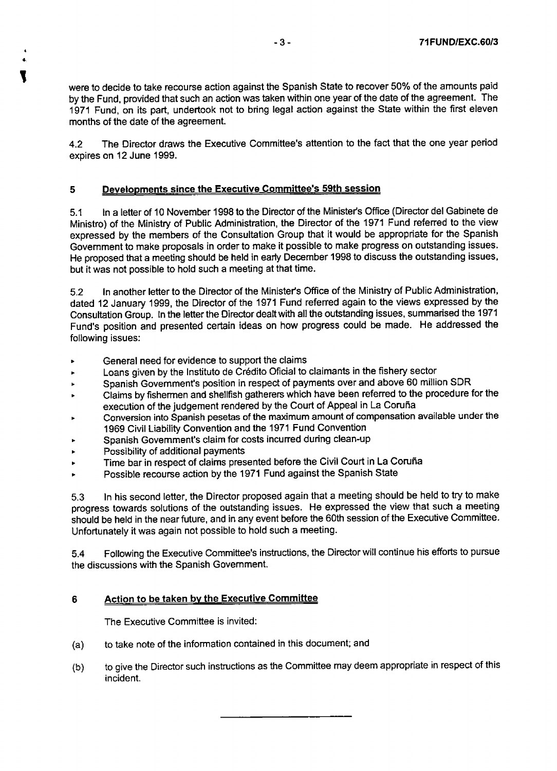were to decide to take recourse action against the Spanish State to recover 50% of the amounts paid by the Fund, provided that such an action was taken within one year of the date of the agreement. The 1971 Fund, on its part, undertook not to bring legal action against the State within the first eleven months of the date of the agreement.

4.2 The Director draws the Executive Committee's attention to the fact that the one year period expires on 12 June 1999.

## 5 Developments since the Executive Committee's 59th session

5.1 In a letter of 10 November 1998 to the Director of the Minister's Office (Director del Gabinete de Ministro) of the Ministry of Public Administration, the Director of the 1971 Fund referred to the view expressed by the members of the Consultation Group that it would be appropriate for the Spanish Government to make proposals in order to make it possible to make progress on outstanding issues. He proposed that a meeting should be held in early December 1998 to discuss the outstanding issues, but it was not possible to hold such a meeting at that time.

5.2 In another letter to the Director of the Minister's Office of the Ministry of Public Administration, dated 12 January 1999, the Director of the 1971 Fund referred again to the views expressed by the Consultation Group. In the letter the Director dealt with all the outstanding issues, summarised the 1971 Fund's position and presented certain ideas on how progress could be made. He addressed the following issues:

- General need for evidence to support the claims
- Loans given by the Instituto de Crédito Oficial to claimants in the fishery sector
- Spanish Government's position in respect of payments over and above 60 million SDR
- Claims by fishermen and shellfish gatherers which have been referred to the procedure for the execution of the judgement rendered by the Court of Appeal in La Coruña
- Conversion into Spanish pesetas of the maximum amount of compensation available under the 1969 Civil Liability Convention and the 1971 Fund Convention
- Spanish Government's claim for costs incurred during clean-up
- Possibility of additional payments
- Time bar in respect of claims presented before the Civil Court in La Coruña
- Possible recourse action by the 1971 Fund against the Spanish State

5.3 In his second letter, the Director proposed again that a meeting should be held to try to make progress towards solutions of the outstanding issues. He expressed the view that such a meeting should be held in the near future, and in any event before the 60th session of the Executive Committee. Unfortunately it was again not possible to hold such a meeting.

5.4 Following the Executive Committee's instructions, the Director will continue his efforts to pursue the discussions with the Spanish Government.

## 6 Action to be taken by the Executive Committee

The Executive Committee is invited:

(a) to take note of the information contained in this document; and

(b) to give the Director such instructions as the Committee may deem appropriate in respect of this incident.